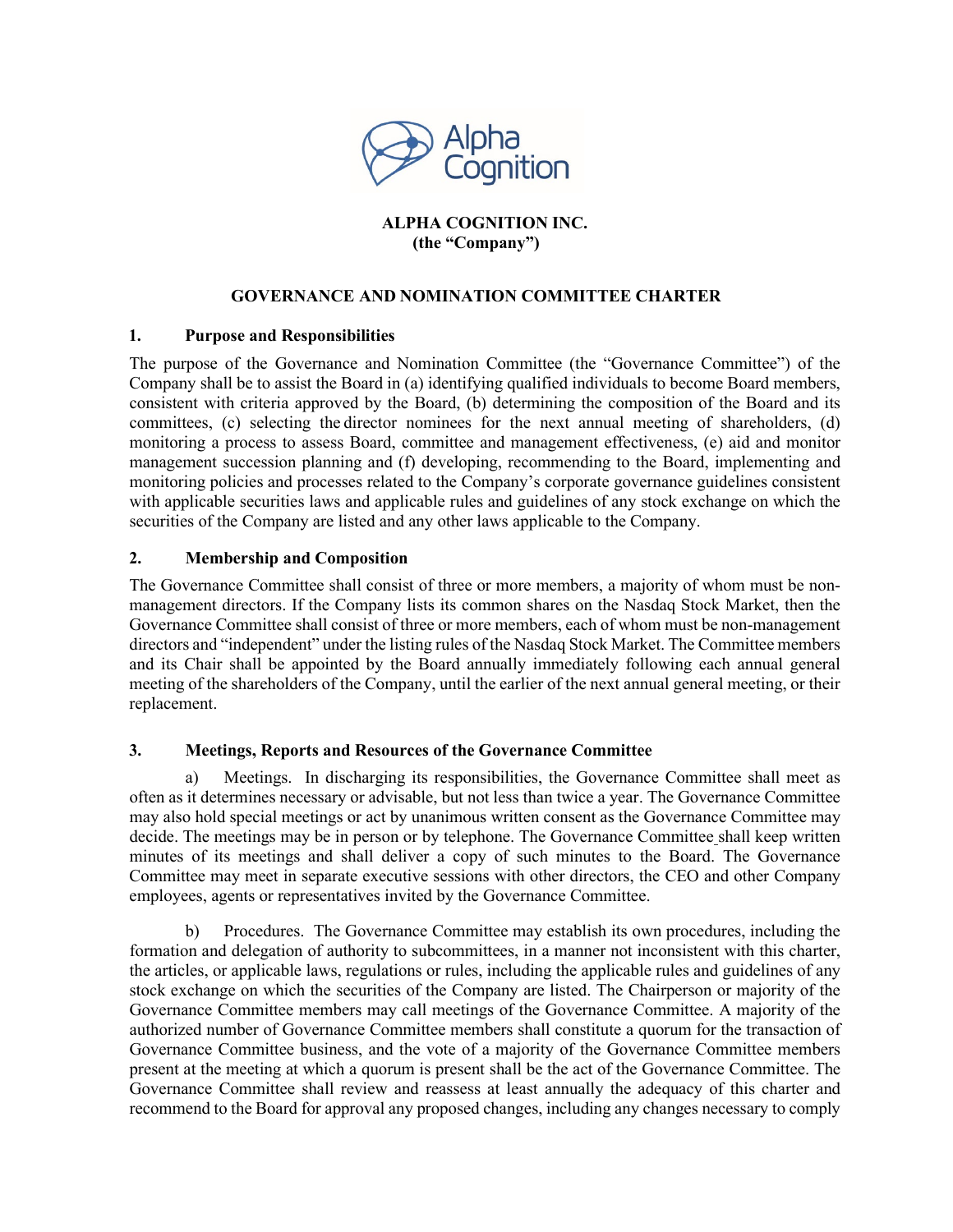**ALPHA COGNITION INC.**
**(the "Company")**

## GOVERNANCE AND NOMINATION COMMITTEE CHARTER

### 1. Purpose and Responsibilities

The purpose of the Governance and Nomination Committee (the "Governance Committee") of the Company shall be to assist the Board in (a) identifying qualified individuals to become Board members, consistent with criteria approved by the Board, (b) determining the composition of the Board and its committees, (c) selecting the director nominees for the next annual meeting of shareholders, (d) monitoring a process to assess Board, committee and management effectiveness, (e) aid and monitor management succession planning and (f) developing, recommending to the Board, implementing and monitoring policies and processes related to the Company's corporate governance guidelines consistent with applicable securities laws and applicable rules and guidelines of any stock exchange on which the securities of the Company are listed and any other laws applicable to the Company.

### 2. Membership and Composition

The Governance Committee shall consist of three or more members, a majority of whom must be non-management directors. If the Company lists its common shares on the Nasdaq Stock Market, then the Governance Committee shall consist of three or more members, each of whom must be non-management directors and "independent" under the listing rules of the Nasdaq Stock Market. The Committee members and its Chair shall be appointed by the Board annually immediately following each annual general meeting of the shareholders of the Company, until the earlier of the next annual general meeting, or their replacement.

### 3. Meetings, Reports and Resources of the Governance Committee

a) Meetings. In discharging its responsibilities, the Governance Committee shall meet as often as it determines necessary or advisable, but not less than twice a year. The Governance Committee may also hold special meetings or act by unanimous written consent as the Governance Committee may decide. The meetings may be in person or by telephone. The Governance Committee shall keep written minutes of its meetings and shall deliver a copy of such minutes to the Board. The Governance Committee may meet in separate executive sessions with other directors, the CEO and other Company employees, agents or representatives invited by the Governance Committee.

b) Procedures. The Governance Committee may establish its own procedures, including the formation and delegation of authority to subcommittees, in a manner not inconsistent with this charter, the articles, or applicable laws, regulations or rules, including the applicable rules and guidelines of any stock exchange on which the securities of the Company are listed. The Chairperson or majority of the Governance Committee members may call meetings of the Governance Committee. A majority of the authorized number of Governance Committee members shall constitute a quorum for the transaction of Governance Committee business, and the vote of a majority of the Governance Committee members present at the meeting at which a quorum is present shall be the act of the Governance Committee. The Governance Committee shall review and reassess at least annually the adequacy of this charter and recommend to the Board for approval any proposed changes, including any changes necessary to comply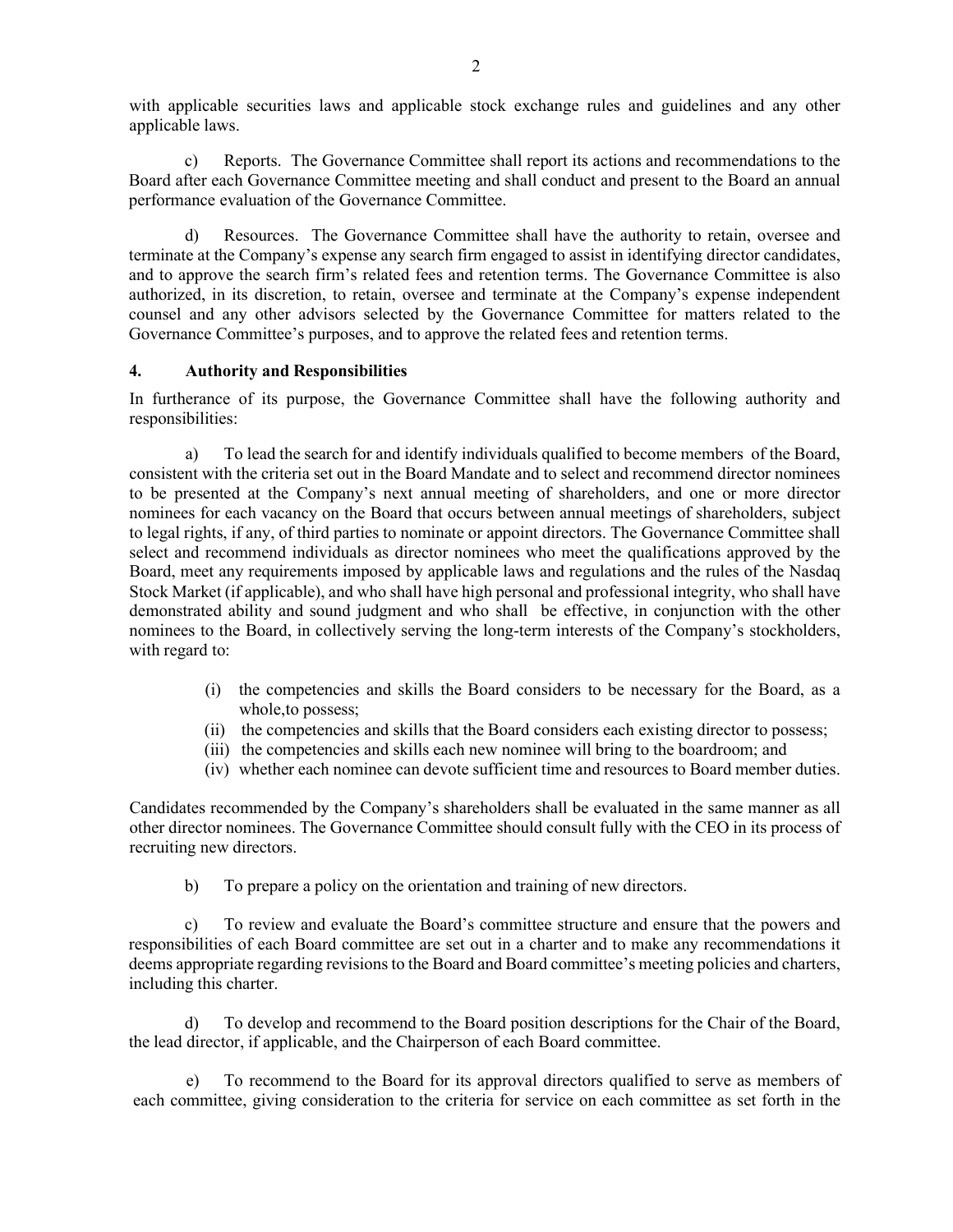with applicable securities laws and applicable stock exchange rules and guidelines and any other applicable laws.

c) Reports. The Governance Committee shall report its actions and recommendations to the Board after each Governance Committee meeting and shall conduct and present to the Board an annual performance evaluation of the Governance Committee.

d) Resources. The Governance Committee shall have the authority to retain, oversee and terminate at the Company's expense any search firm engaged to assist in identifying director candidates, and to approve the search firm's related fees and retention terms. The Governance Committee is also authorized, in its discretion, to retain, oversee and terminate at the Company's expense independent counsel and any other advisors selected by the Governance Committee for matters related to the Governance Committee's purposes, and to approve the related fees and retention terms.

**4. Authority and Responsibilities**

In furtherance of its purpose, the Governance Committee shall have the following authority and responsibilities:

a) To lead the search for and identify individuals qualified to become members of the Board, consistent with the criteria set out in the Board Mandate and to select and recommend director nominees to be presented at the Company's next annual meeting of shareholders, and one or more director nominees for each vacancy on the Board that occurs between annual meetings of shareholders, subject to legal rights, if any, of third parties to nominate or appoint directors. The Governance Committee shall select and recommend individuals as director nominees who meet the qualifications approved by the Board, meet any requirements imposed by applicable laws and regulations and the rules of the Nasdaq Stock Market (if applicable), and who shall have high personal and professional integrity, who shall have demonstrated ability and sound judgment and who shall be effective, in conjunction with the other nominees to the Board, in collectively serving the long-term interests of the Company's stockholders, with regard to:

(i) the competencies and skills the Board considers to be necessary for the Board, as a whole,to possess;
(ii) the competencies and skills that the Board considers each existing director to possess;
(iii) the competencies and skills each new nominee will bring to the boardroom; and
(iv) whether each nominee can devote sufficient time and resources to Board member duties.

Candidates recommended by the Company's shareholders shall be evaluated in the same manner as all other director nominees. The Governance Committee should consult fully with the CEO in its process of recruiting new directors.

b) To prepare a policy on the orientation and training of new directors.

c) To review and evaluate the Board's committee structure and ensure that the powers and responsibilities of each Board committee are set out in a charter and to make any recommendations it deems appropriate regarding revisions to the Board and Board committee's meeting policies and charters, including this charter.

d) To develop and recommend to the Board position descriptions for the Chair of the Board, the lead director, if applicable, and the Chairperson of each Board committee.

e) To recommend to the Board for its approval directors qualified to serve as members of each committee, giving consideration to the criteria for service on each committee as set forth in the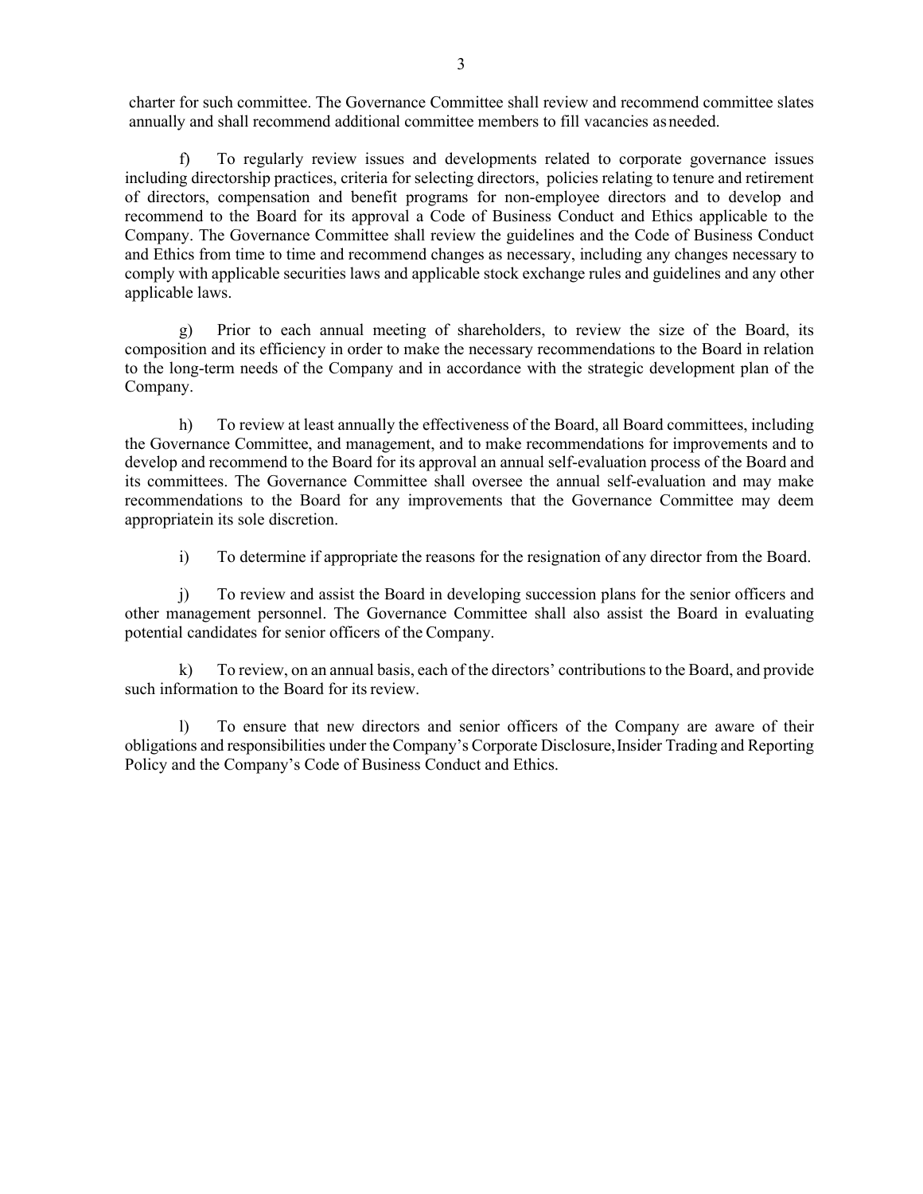charter for such committee. The Governance Committee shall review and recommend committee slates annually and shall recommend additional committee members to fill vacancies as needed.

f) To regularly review issues and developments related to corporate governance issues including directorship practices, criteria for selecting directors, policies relating to tenure and retirement of directors, compensation and benefit programs for non-employee directors and to develop and recommend to the Board for its approval a Code of Business Conduct and Ethics applicable to the Company. The Governance Committee shall review the guidelines and the Code of Business Conduct and Ethics from time to time and recommend changes as necessary, including any changes necessary to comply with applicable securities laws and applicable stock exchange rules and guidelines and any other applicable laws.

g) Prior to each annual meeting of shareholders, to review the size of the Board, its composition and its efficiency in order to make the necessary recommendations to the Board in relation to the long-term needs of the Company and in accordance with the strategic development plan of the Company.

h) To review at least annually the effectiveness of the Board, all Board committees, including the Governance Committee, and management, and to make recommendations for improvements and to develop and recommend to the Board for its approval an annual self-evaluation process of the Board and its committees. The Governance Committee shall oversee the annual self-evaluation and may make recommendations to the Board for any improvements that the Governance Committee may deem appropriatein its sole discretion.

i) To determine if appropriate the reasons for the resignation of any director from the Board.

j) To review and assist the Board in developing succession plans for the senior officers and other management personnel. The Governance Committee shall also assist the Board in evaluating potential candidates for senior officers of the Company.

k) To review, on an annual basis, each of the directors' contributions to the Board, and provide such information to the Board for its review.

l) To ensure that new directors and senior officers of the Company are aware of their obligations and responsibilities under the Company's Corporate Disclosure, Insider Trading and Reporting Policy and the Company's Code of Business Conduct and Ethics.